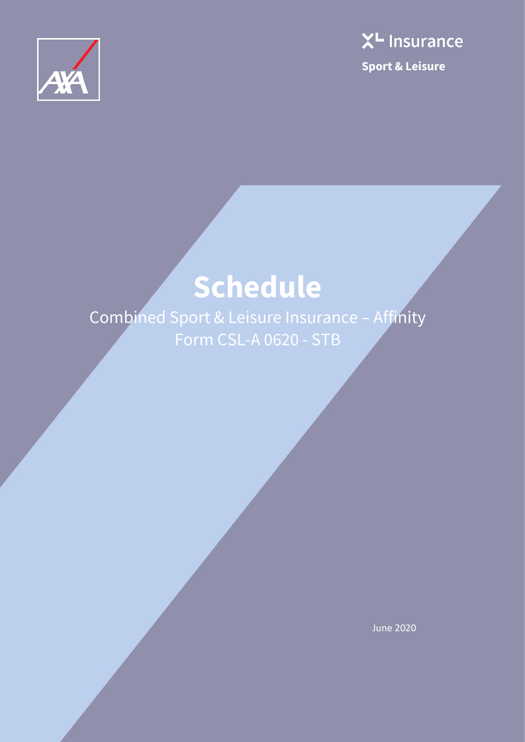XL Insurance

**Sport & Leisure**

# Schedule

Combined Sport & Leisure Insurance – Affinity

Form CSL-A 0620 - STB

June 2020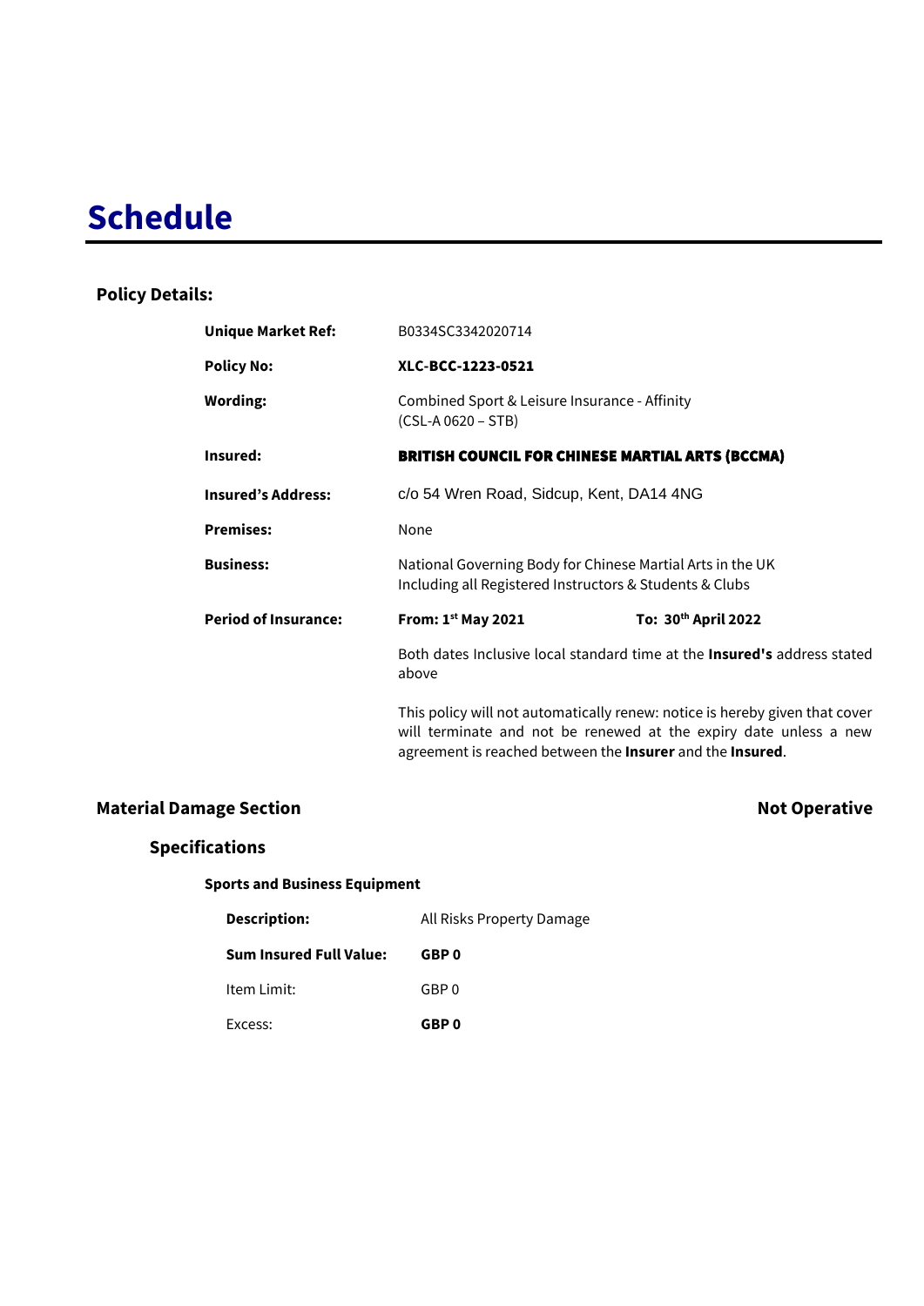# Schedule

## Policy Details:

| | | |
|---|---|---|
| **Unique Market Ref:** | B0334SC3342020714 | |
| **Policy No:** | **XLC-BCC-1223-0521** | |
| **Wording:** | Combined Sport & Leisure Insurance - Affinity (CSL-A 0620 – STB) | |
| **Insured:** | **BRITISH COUNCIL FOR CHINESE MARTIAL ARTS (BCCMA)** | |
| **Insured's Address:** | c/o 54 Wren Road, Sidcup, Kent, DA14 4NG | |
| **Premises:** | None | |
| **Business:** | National Governing Body for Chinese Martial Arts in the UK Including all Registered Instructors & Students & Clubs | |
| **Period of Insurance:** | **From: 1st May 2021** | **To: 30th April 2022** |

Both dates Inclusive local standard time at the **Insured's** address stated above

This policy will not automatically renew: notice is hereby given that cover will terminate and not be renewed at the expiry date unless a new agreement is reached between the **Insurer** and the **Insured**.

## Material Damage Section — Not Operative

### Specifications

**Sports and Business Equipment**

| | |
|---|---|
| **Description:** | All Risks Property Damage |
| **Sum Insured Full Value:** | **GBP 0** |
| Item Limit: | GBP 0 |
| Excess: | **GBP 0** |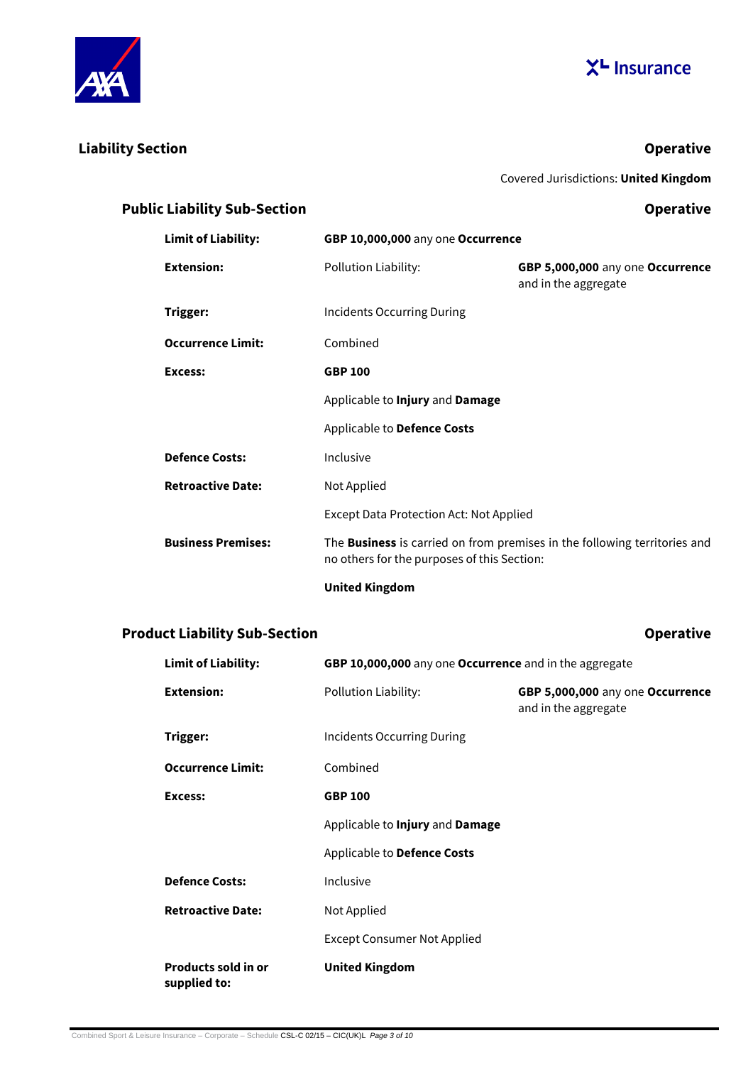## Liability Section — Operative

Covered Jurisdictions: **United Kingdom**

### Public Liability Sub-Section — Operative

| | | |
|---|---|---|
| **Limit of Liability:** | **GBP 10,000,000** any one **Occurrence** | |
| **Extension:** | Pollution Liability: | **GBP 5,000,000** any one **Occurrence** and in the aggregate |
| **Trigger:** | Incidents Occurring During | |
| **Occurrence Limit:** | Combined | |
| **Excess:** | **GBP 100** | |
| | Applicable to **Injury** and **Damage** | |
| | Applicable to **Defence Costs** | |
| **Defence Costs:** | Inclusive | |
| **Retroactive Date:** | Not Applied | |
| | Except Data Protection Act: Not Applied | |
| **Business Premises:** | The **Business** is carried on from premises in the following territories and no others for the purposes of this Section: | |
| | **United Kingdom** | |

### Product Liability Sub-Section — Operative

| | | |
|---|---|---|
| **Limit of Liability:** | **GBP 10,000,000** any one **Occurrence** and in the aggregate | |
| **Extension:** | Pollution Liability: | **GBP 5,000,000** any one **Occurrence** and in the aggregate |
| **Trigger:** | Incidents Occurring During | |
| **Occurrence Limit:** | Combined | |
| **Excess:** | **GBP 100** | |
| | Applicable to **Injury** and **Damage** | |
| | Applicable to **Defence Costs** | |
| **Defence Costs:** | Inclusive | |
| **Retroactive Date:** | Not Applied | |
| | Except Consumer Not Applied | |
| **Products sold in or supplied to:** | **United Kingdom** | |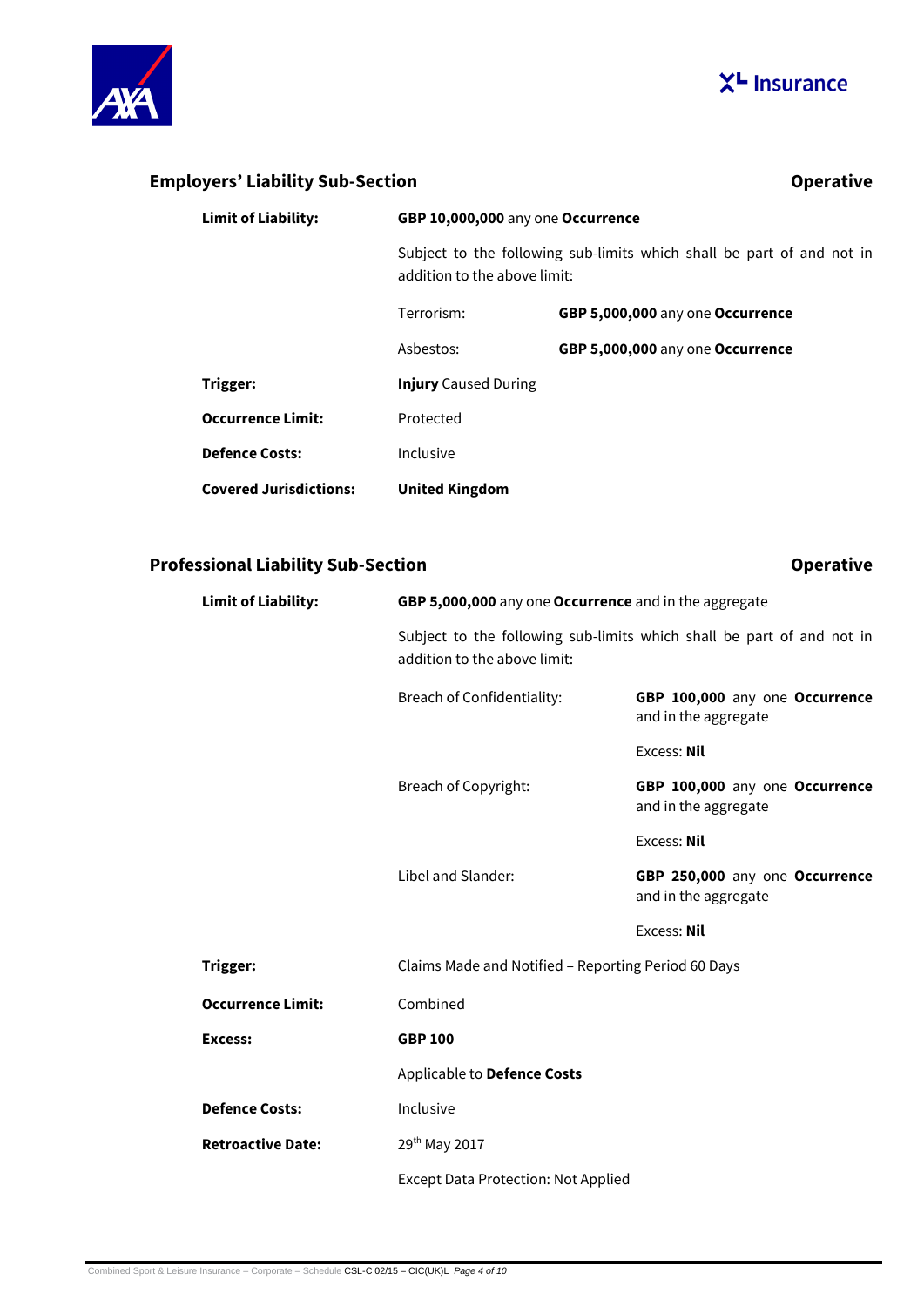## Employers' Liability Sub-Section **Operative**

| | | |
|---|---|---|
| **Limit of Liability:** | **GBP 10,000,000** any one **Occurrence** | |
| | Subject to the following sub-limits which shall be part of and not in addition to the above limit: | |
| | Terrorism: | **GBP 5,000,000** any one **Occurrence** |
| | Asbestos: | **GBP 5,000,000** any one **Occurrence** |
| **Trigger:** | **Injury** Caused During | |
| **Occurrence Limit:** | Protected | |
| **Defence Costs:** | Inclusive | |
| **Covered Jurisdictions:** | **United Kingdom** | |

## Professional Liability Sub-Section **Operative**

| | | |
|---|---|---|
| **Limit of Liability:** | **GBP 5,000,000** any one **Occurrence** and in the aggregate | |
| | Subject to the following sub-limits which shall be part of and not in addition to the above limit: | |
| | Breach of Confidentiality: | **GBP 100,000** any one **Occurrence** and in the aggregate |
| | | Excess: **Nil** |
| | Breach of Copyright: | **GBP 100,000** any one **Occurrence** and in the aggregate |
| | | Excess: **Nil** |
| | Libel and Slander: | **GBP 250,000** any one **Occurrence** and in the aggregate |
| | | Excess: **Nil** |
| **Trigger:** | Claims Made and Notified – Reporting Period 60 Days | |
| **Occurrence Limit:** | Combined | |
| **Excess:** | **GBP 100** | |
| | Applicable to **Defence Costs** | |
| **Defence Costs:** | Inclusive | |
| **Retroactive Date:** | 29th May 2017 | |
| | Except Data Protection: Not Applied | |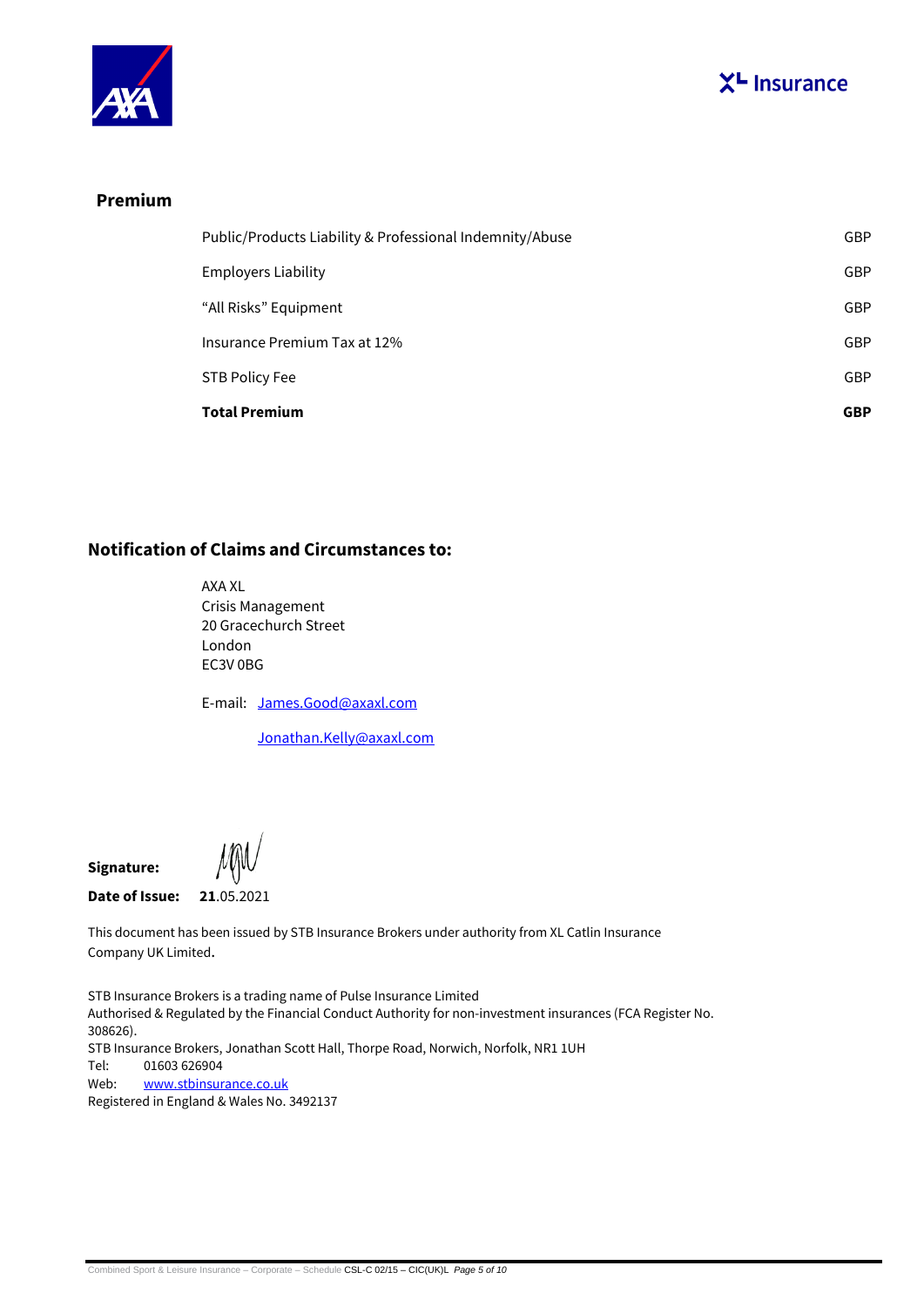## Premium

| | |
|---|---|
| Public/Products Liability & Professional Indemnity/Abuse | GBP |
| Employers Liability | GBP |
| "All Risks" Equipment | GBP |
| Insurance Premium Tax at 12% | GBP |
| STB Policy Fee | GBP |
| **Total Premium** | **GBP** |

## Notification of Claims and Circumstances to:

AXA XL
Crisis Management
20 Gracechurch Street
London
EC3V 0BG

E-mail: James.Good@axaxl.com

Jonathan.Kelly@axaxl.com

**Signature:**

**Date of Issue:** **21**.05.2021

This document has been issued by STB Insurance Brokers under authority from XL Catlin Insurance Company UK Limited.

STB Insurance Brokers is a trading name of Pulse Insurance Limited
Authorised & Regulated by the Financial Conduct Authority for non-investment insurances (FCA Register No. 308626).
STB Insurance Brokers, Jonathan Scott Hall, Thorpe Road, Norwich, Norfolk, NR1 1UH
Tel: 01603 626904
Web: www.stbinsurance.co.uk
Registered in England & Wales No. 3492137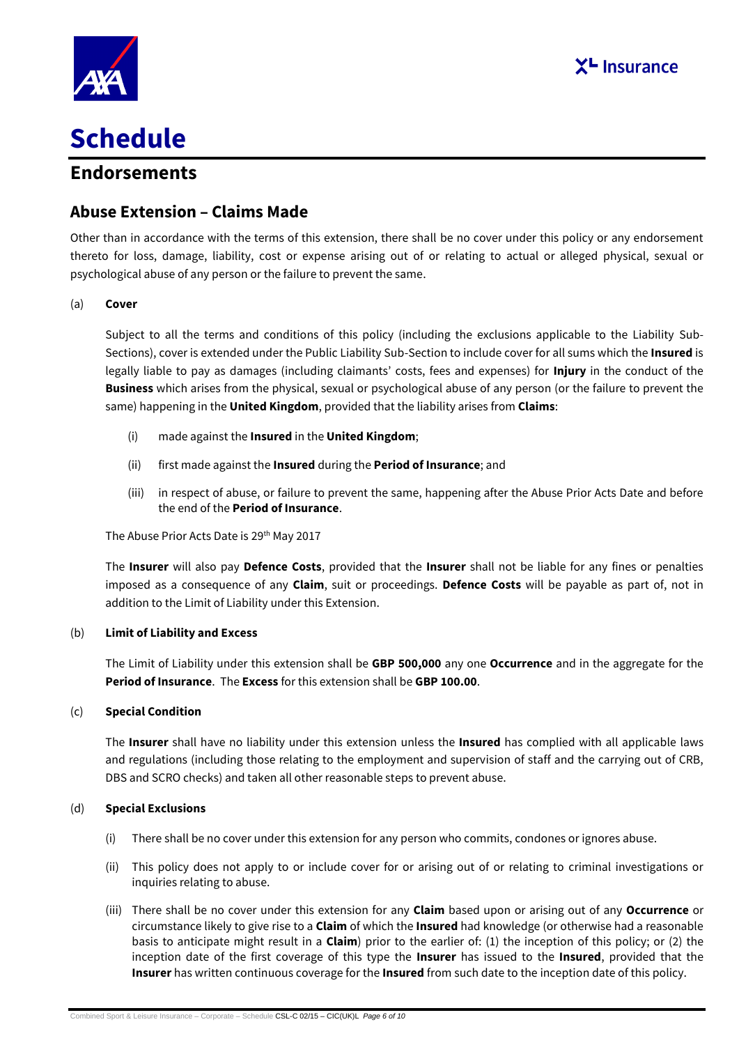# Schedule

## Endorsements

### Abuse Extension – Claims Made

Other than in accordance with the terms of this extension, there shall be no cover under this policy or any endorsement thereto for loss, damage, liability, cost or expense arising out of or relating to actual or alleged physical, sexual or psychological abuse of any person or the failure to prevent the same.

(a) **Cover**

Subject to all the terms and conditions of this policy (including the exclusions applicable to the Liability Sub-Sections), cover is extended under the Public Liability Sub-Section to include cover for all sums which the **Insured** is legally liable to pay as damages (including claimants' costs, fees and expenses) for **Injury** in the conduct of the **Business** which arises from the physical, sexual or psychological abuse of any person (or the failure to prevent the same) happening in the **United Kingdom**, provided that the liability arises from **Claims**:

(i) made against the **Insured** in the **United Kingdom**;

(ii) first made against the **Insured** during the **Period of Insurance**; and

(iii) in respect of abuse, or failure to prevent the same, happening after the Abuse Prior Acts Date and before the end of the **Period of Insurance**.

The Abuse Prior Acts Date is 29th May 2017

The **Insurer** will also pay **Defence Costs**, provided that the **Insurer** shall not be liable for any fines or penalties imposed as a consequence of any **Claim**, suit or proceedings. **Defence Costs** will be payable as part of, not in addition to the Limit of Liability under this Extension.

(b) **Limit of Liability and Excess**

The Limit of Liability under this extension shall be **GBP 500,000** any one **Occurrence** and in the aggregate for the **Period of Insurance**. The **Excess** for this extension shall be **GBP 100.00**.

(c) **Special Condition**

The **Insurer** shall have no liability under this extension unless the **Insured** has complied with all applicable laws and regulations (including those relating to the employment and supervision of staff and the carrying out of CRB, DBS and SCRO checks) and taken all other reasonable steps to prevent abuse.

(d) **Special Exclusions**

(i) There shall be no cover under this extension for any person who commits, condones or ignores abuse.

(ii) This policy does not apply to or include cover for or arising out of or relating to criminal investigations or inquiries relating to abuse.

(iii) There shall be no cover under this extension for any **Claim** based upon or arising out of any **Occurrence** or circumstance likely to give rise to a **Claim** of which the **Insured** had knowledge (or otherwise had a reasonable basis to anticipate might result in a **Claim**) prior to the earlier of: (1) the inception of this policy; or (2) the inception date of the first coverage of this type the **Insurer** has issued to the **Insured**, provided that the **Insurer** has written continuous coverage for the **Insured** from such date to the inception date of this policy.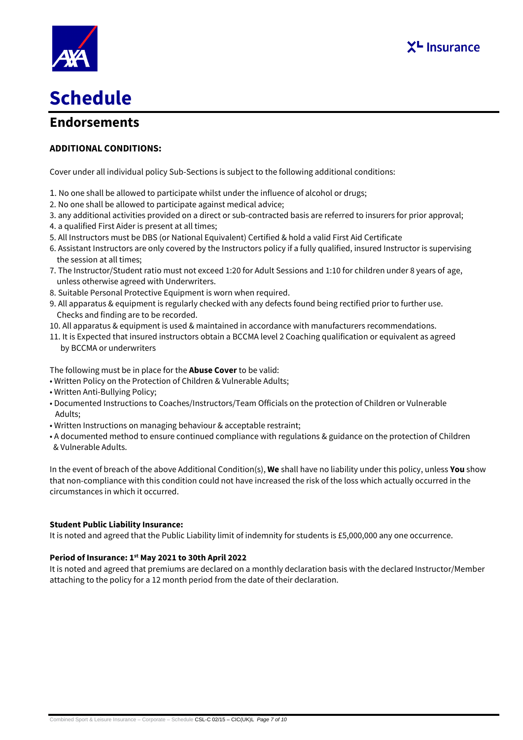# Schedule

## Endorsements

**ADDITIONAL CONDITIONS:**

Cover under all individual policy Sub-Sections is subject to the following additional conditions:

1. No one shall be allowed to participate whilst under the influence of alcohol or drugs;
2. No one shall be allowed to participate against medical advice;
3. any additional activities provided on a direct or sub-contracted basis are referred to insurers for prior approval;
4. a qualified First Aider is present at all times;
5. All Instructors must be DBS (or National Equivalent) Certified & hold a valid First Aid Certificate
6. Assistant Instructors are only covered by the Instructors policy if a fully qualified, insured Instructor is supervising the session at all times;
7. The Instructor/Student ratio must not exceed 1:20 for Adult Sessions and 1:10 for children under 8 years of age, unless otherwise agreed with Underwriters.
8. Suitable Personal Protective Equipment is worn when required.
9. All apparatus & equipment is regularly checked with any defects found being rectified prior to further use. Checks and finding are to be recorded.
10. All apparatus & equipment is used & maintained in accordance with manufacturers recommendations.
11. It is Expected that insured instructors obtain a BCCMA level 2 Coaching qualification or equivalent as agreed by BCCMA or underwriters

The following must be in place for the **Abuse Cover** to be valid:

- Written Policy on the Protection of Children & Vulnerable Adults;
- Written Anti-Bullying Policy;
- Documented Instructions to Coaches/Instructors/Team Officials on the protection of Children or Vulnerable Adults;
- Written Instructions on managing behaviour & acceptable restraint;
- A documented method to ensure continued compliance with regulations & guidance on the protection of Children & Vulnerable Adults.

In the event of breach of the above Additional Condition(s), **We** shall have no liability under this policy, unless **You** show that non-compliance with this condition could not have increased the risk of the loss which actually occurred in the circumstances in which it occurred.

**Student Public Liability Insurance:**
It is noted and agreed that the Public Liability limit of indemnity for students is £5,000,000 any one occurrence.

**Period of Insurance: 1st May 2021 to 30th April 2022**
It is noted and agreed that premiums are declared on a monthly declaration basis with the declared Instructor/Member attaching to the policy for a 12 month period from the date of their declaration.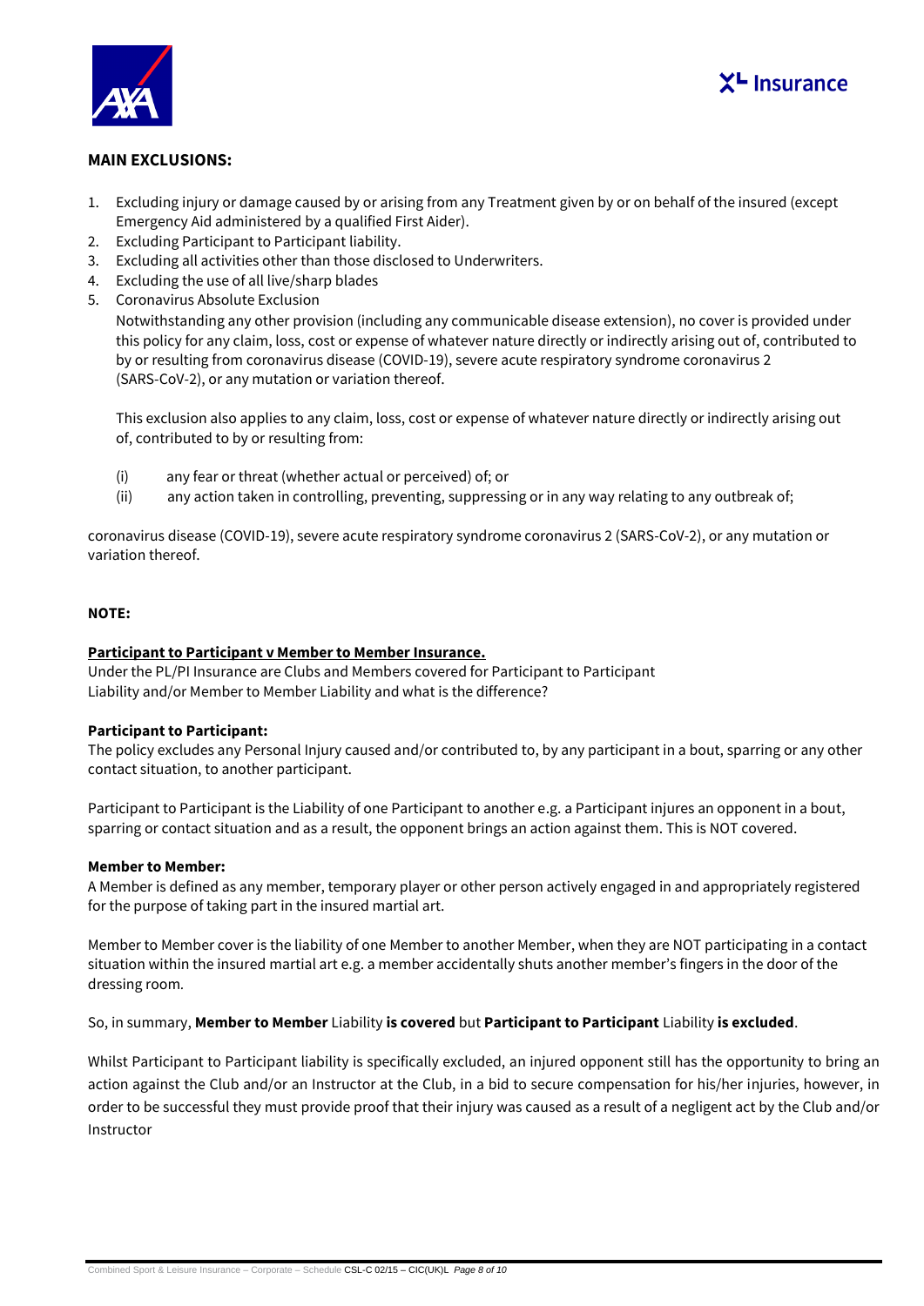**MAIN EXCLUSIONS:**

1. Excluding injury or damage caused by or arising from any Treatment given by or on behalf of the insured (except Emergency Aid administered by a qualified First Aider).
2. Excluding Participant to Participant liability.
3. Excluding all activities other than those disclosed to Underwriters.
4. Excluding the use of all live/sharp blades
5. Coronavirus Absolute Exclusion

   Notwithstanding any other provision (including any communicable disease extension), no cover is provided under this policy for any claim, loss, cost or expense of whatever nature directly or indirectly arising out of, contributed to by or resulting from coronavirus disease (COVID-19), severe acute respiratory syndrome coronavirus 2 (SARS-CoV-2), or any mutation or variation thereof.

   This exclusion also applies to any claim, loss, cost or expense of whatever nature directly or indirectly arising out of, contributed to by or resulting from:

   (i) any fear or threat (whether actual or perceived) of; or
   (ii) any action taken in controlling, preventing, suppressing or in any way relating to any outbreak of;

coronavirus disease (COVID-19), severe acute respiratory syndrome coronavirus 2 (SARS-CoV-2), or any mutation or variation thereof.

**NOTE:**

**Participant to Participant v Member to Member Insurance.**

Under the PL/PI Insurance are Clubs and Members covered for Participant to Participant Liability and/or Member to Member Liability and what is the difference?

**Participant to Participant:**

The policy excludes any Personal Injury caused and/or contributed to, by any participant in a bout, sparring or any other contact situation, to another participant.

Participant to Participant is the Liability of one Participant to another e.g. a Participant injures an opponent in a bout, sparring or contact situation and as a result, the opponent brings an action against them. This is NOT covered.

**Member to Member:**

A Member is defined as any member, temporary player or other person actively engaged in and appropriately registered for the purpose of taking part in the insured martial art.

Member to Member cover is the liability of one Member to another Member, when they are NOT participating in a contact situation within the insured martial art e.g. a member accidentally shuts another member's fingers in the door of the dressing room.

So, in summary, **Member to Member** Liability **is covered** but **Participant to Participant** Liability **is excluded**.

Whilst Participant to Participant liability is specifically excluded, an injured opponent still has the opportunity to bring an action against the Club and/or an Instructor at the Club, in a bid to secure compensation for his/her injuries, however, in order to be successful they must provide proof that their injury was caused as a result of a negligent act by the Club and/or Instructor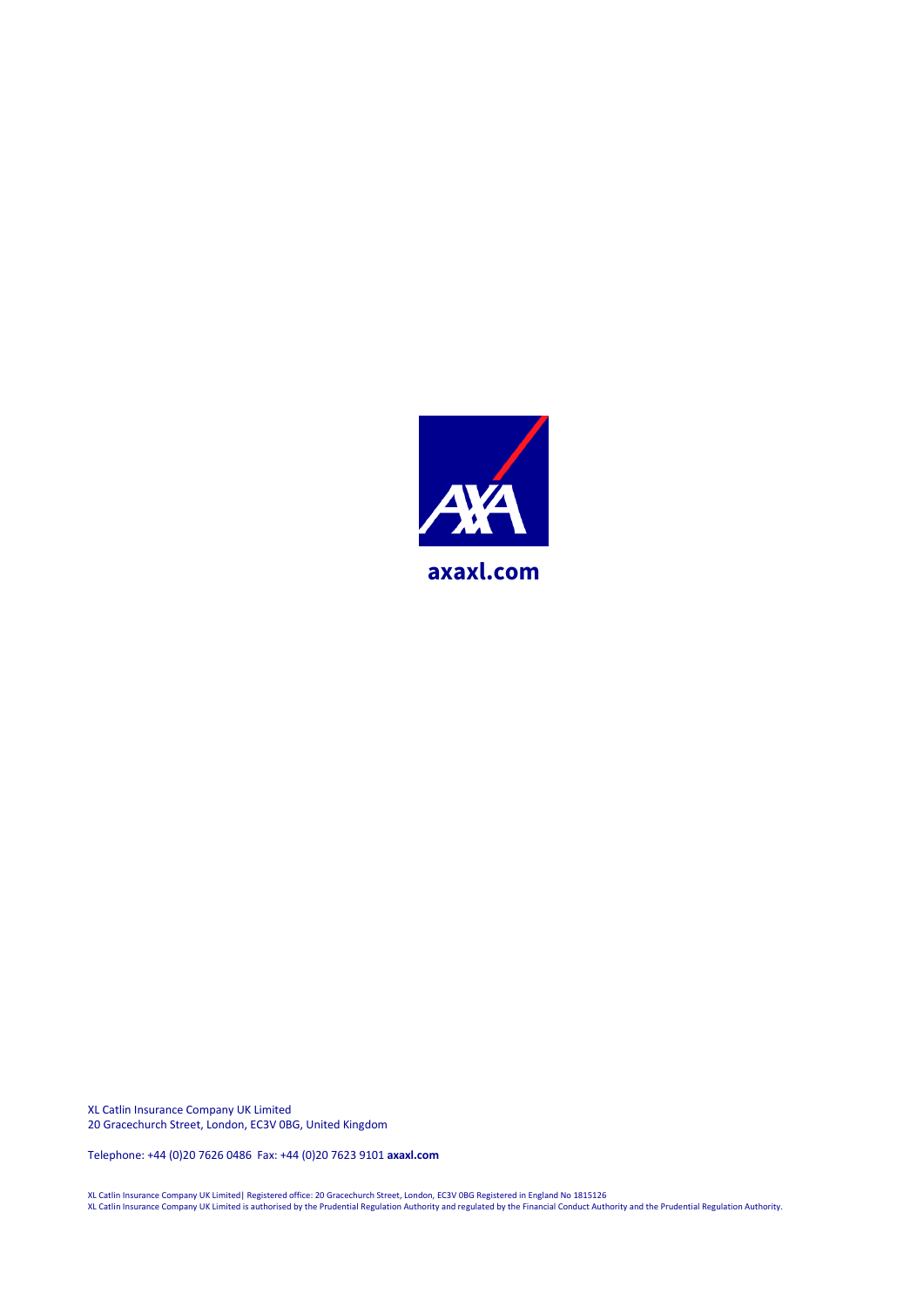axaxl.com

XL Catlin Insurance Company UK Limited
20 Gracechurch Street, London, EC3V 0BG, United Kingdom

Telephone: +44 (0)20 7626 0486 Fax: +44 (0)20 7623 9101 **axaxl.com**

XL Catlin Insurance Company UK Limited| Registered office: 20 Gracechurch Street, London, EC3V 0BG Registered in England No 1815126
XL Catlin Insurance Company UK Limited is authorised by the Prudential Regulation Authority and regulated by the Financial Conduct Authority and the Prudential Regulation Authority.